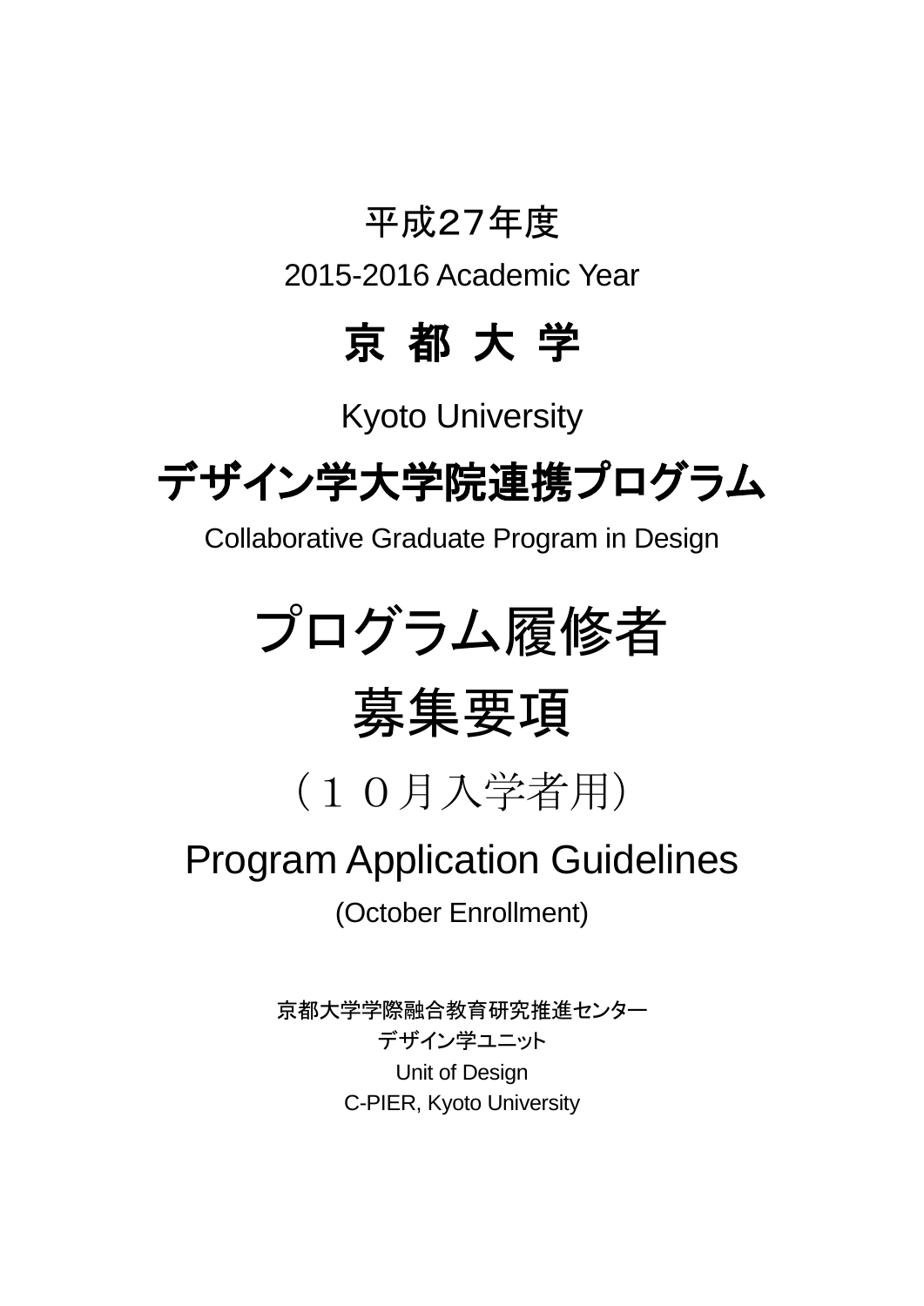平成27年度

2015-2016 Academic Year

# 京 都 大 学

Kyoto University

# デザイン学大学院連携プログラム

Collaborative Graduate Program in Design

# プログラム履修者
# 募集要項

（１０月入学者用）

# Program Application Guidelines

(October Enrollment)

京都大学学際融合教育研究推進センター
デザイン学ユニット
Unit of Design
C-PIER, Kyoto University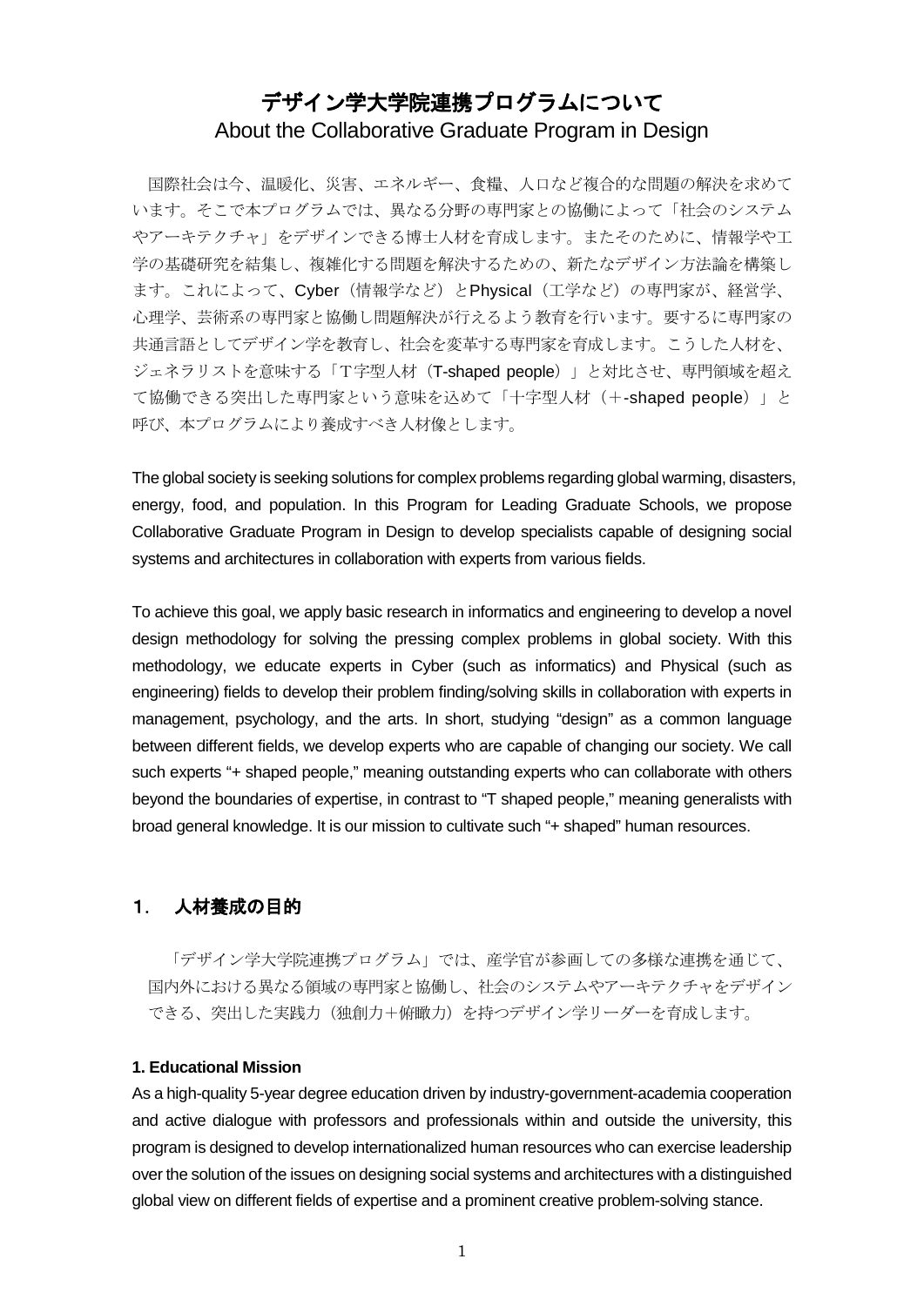# デザイン学大学院連携プログラムについて
About the Collaborative Graduate Program in Design

国際社会は今、温暖化、災害、エネルギー、食糧、人口など複合的な問題の解決を求めています。そこで本プログラムでは、異なる分野の専門家との協働によって「社会のシステムやアーキテクチャ」をデザインできる博士人材を育成します。またそのために、情報学や工学の基礎研究を結集し、複雑化する問題を解決するための、新たなデザイン方法論を構築します。これによって、Cyber（情報学など）とPhysical（工学など）の専門家が、経営学、心理学、芸術系の専門家と協働し問題解決が行えるよう教育を行います。要するに専門家の共通言語としてデザイン学を教育し、社会を変革する専門家を育成します。こうした人材を、ジェネラリストを意味する「T字型人材（T-shaped people）」と対比させ、専門領域を超えて協働できる突出した専門家という意味を込めて「十字型人材（+-shaped people）」と呼び、本プログラムにより養成すべき人材像とします。

The global society is seeking solutions for complex problems regarding global warming, disasters, energy, food, and population. In this Program for Leading Graduate Schools, we propose Collaborative Graduate Program in Design to develop specialists capable of designing social systems and architectures in collaboration with experts from various fields.

To achieve this goal, we apply basic research in informatics and engineering to develop a novel design methodology for solving the pressing complex problems in global society. With this methodology, we educate experts in Cyber (such as informatics) and Physical (such as engineering) fields to develop their problem finding/solving skills in collaboration with experts in management, psychology, and the arts. In short, studying “design” as a common language between different fields, we develop experts who are capable of changing our society. We call such experts “+ shaped people,” meaning outstanding experts who can collaborate with others beyond the boundaries of expertise, in contrast to “T shaped people,” meaning generalists with broad general knowledge. It is our mission to cultivate such “+ shaped” human resources.

## 1. 人材養成の目的

「デザイン学大学院連携プログラム」では、産学官が参画しての多様な連携を通じて、国内外における異なる領域の専門家と協働し、社会のシステムやアーキテクチャをデザインできる、突出した実践力（独創力＋俯瞰力）を持つデザイン学リーダーを育成します。

### 1. Educational Mission

As a high-quality 5-year degree education driven by industry-government-academia cooperation and active dialogue with professors and professionals within and outside the university, this program is designed to develop internationalized human resources who can exercise leadership over the solution of the issues on designing social systems and architectures with a distinguished global view on different fields of expertise and a prominent creative problem-solving stance.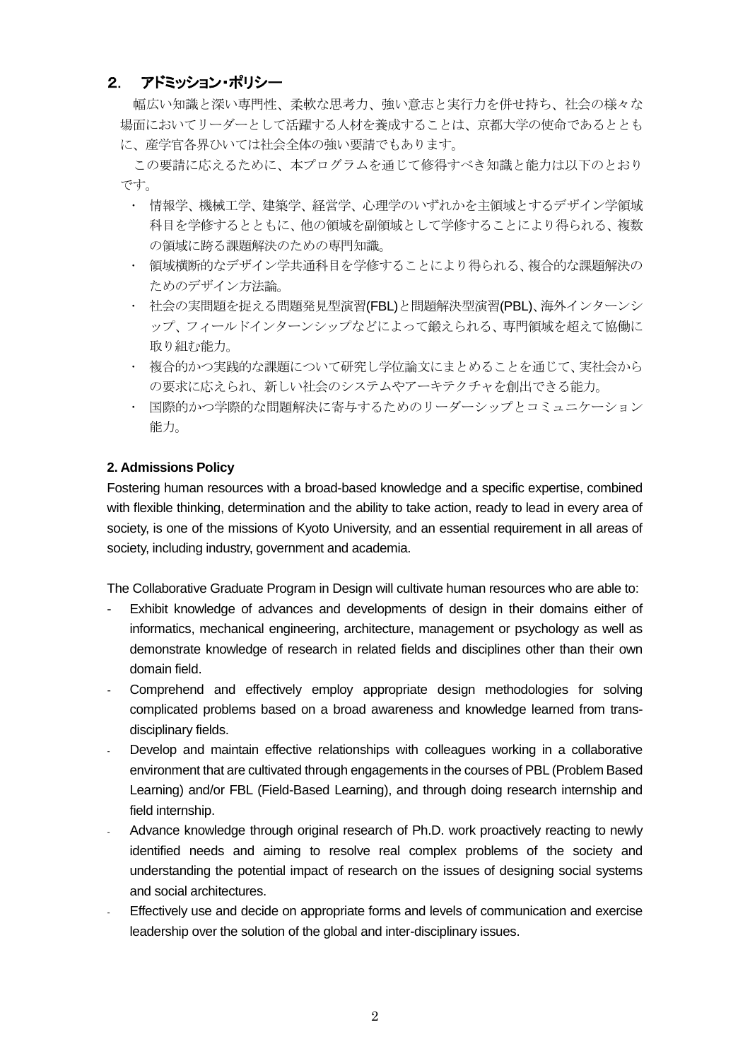## 2. アドミッション・ポリシー

幅広い知識と深い専門性、柔軟な思考力、強い意志と実行力を併せ持ち、社会の様々な場面においてリーダーとして活躍する人材を養成することは、京都大学の使命であるとともに、産学官各界ひいては社会全体の強い要請でもあります。

この要請に応えるために、本プログラムを通じて修得すべき知識と能力は以下のとおりです。

- 情報学、機械工学、建築学、経営学、心理学のいずれかを主領域とするデザイン学領域科目を学修するとともに、他の領域を副領域として学修することにより得られる、複数の領域に跨る課題解決のための専門知識。
- 領域横断的なデザイン学共通科目を学修することにより得られる、複合的な課題解決のためのデザイン方法論。
- 社会の実問題を捉える問題発見型演習(FBL)と問題解決型演習(PBL)、海外インターンシップ、フィールドインターンシップなどによって鍛えられる、専門領域を超えて協働に取り組む能力。
- 複合的かつ実践的な課題について研究し学位論文にまとめることを通じて、実社会からの要求に応えられ、新しい社会のシステムやアーキテクチャを創出できる能力。
- 国際的かつ学際的な問題解決に寄与するためのリーダーシップとコミュニケーション能力。

### 2. Admissions Policy

Fostering human resources with a broad-based knowledge and a specific expertise, combined with flexible thinking, determination and the ability to take action, ready to lead in every area of society, is one of the missions of Kyoto University, and an essential requirement in all areas of society, including industry, government and academia.

The Collaborative Graduate Program in Design will cultivate human resources who are able to:

- Exhibit knowledge of advances and developments of design in their domains either of informatics, mechanical engineering, architecture, management or psychology as well as demonstrate knowledge of research in related fields and disciplines other than their own domain field.
- Comprehend and effectively employ appropriate design methodologies for solving complicated problems based on a broad awareness and knowledge learned from trans-disciplinary fields.
- Develop and maintain effective relationships with colleagues working in a collaborative environment that are cultivated through engagements in the courses of PBL (Problem Based Learning) and/or FBL (Field-Based Learning), and through doing research internship and field internship.
- Advance knowledge through original research of Ph.D. work proactively reacting to newly identified needs and aiming to resolve real complex problems of the society and understanding the potential impact of research on the issues of designing social systems and social architectures.
- Effectively use and decide on appropriate forms and levels of communication and exercise leadership over the solution of the global and inter-disciplinary issues.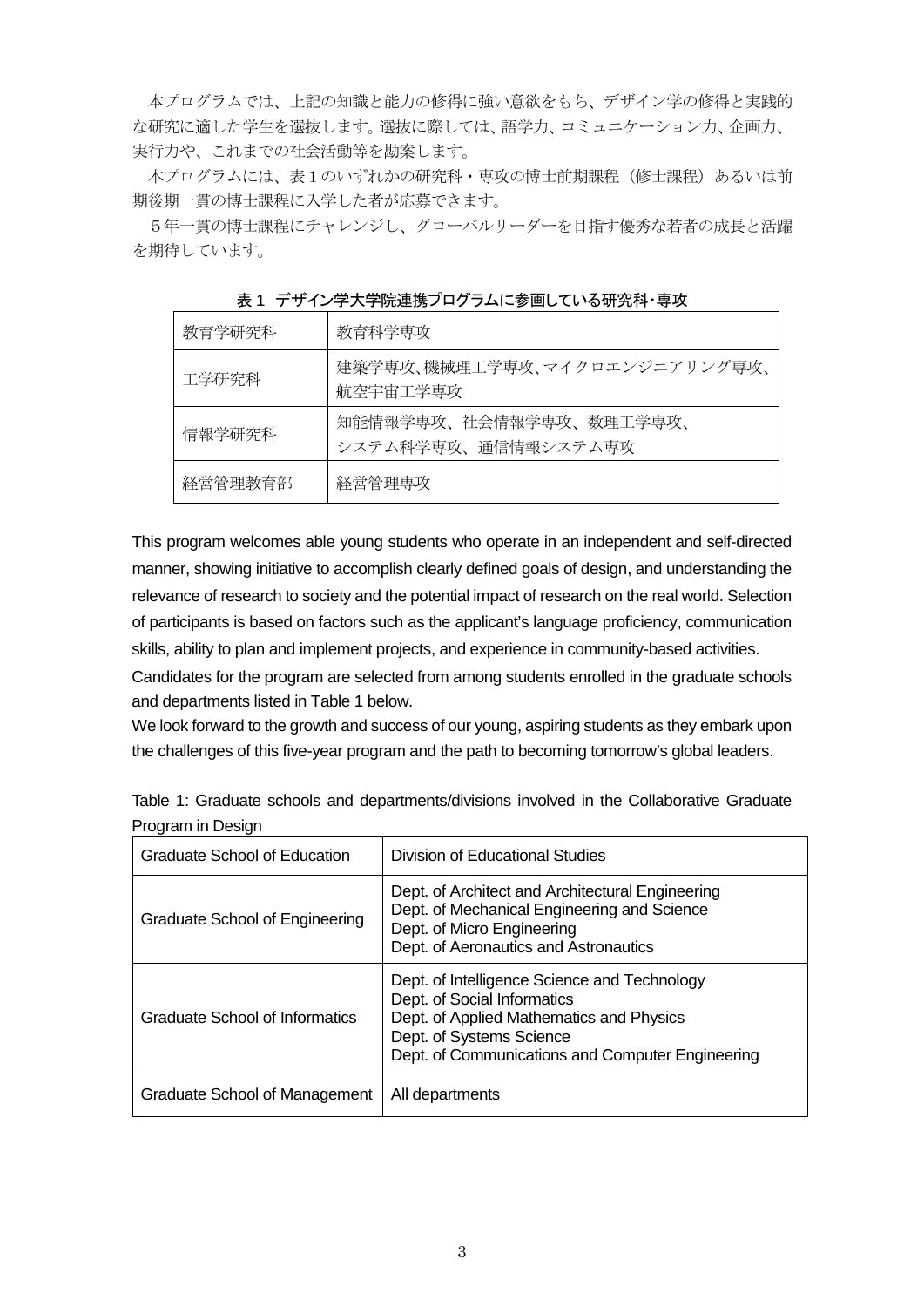本プログラムでは、上記の知識と能力の修得に強い意欲をもち、デザイン学の修得と実践的な研究に適した学生を選抜します。選抜に際しては、語学力、コミュニケーション力、企画力、実行力や、これまでの社会活動等を勘案します。

本プログラムには、表１のいずれかの研究科・専攻の博士前期課程（修士課程）あるいは前期後期一貫の博士課程に入学した者が応募できます。

５年一貫の博士課程にチャレンジし、グローバルリーダーを目指す優秀な若者の成長と活躍を期待しています。

**表１ デザイン学大学院連携プログラムに参画している研究科・専攻**

| 教育学研究科 | 教育科学専攻 |
|---|---|
| 工学研究科 | 建築学専攻、機械理工学専攻、マイクロエンジニアリング専攻、航空宇宙工学専攻 |
| 情報学研究科 | 知能情報学専攻、社会情報学専攻、数理工学専攻、システム科学専攻、通信情報システム専攻 |
| 経営管理教育部 | 経営管理専攻 |

This program welcomes able young students who operate in an independent and self-directed manner, showing initiative to accomplish clearly defined goals of design, and understanding the relevance of research to society and the potential impact of research on the real world. Selection of participants is based on factors such as the applicant's language proficiency, communication skills, ability to plan and implement projects, and experience in community-based activities.

Candidates for the program are selected from among students enrolled in the graduate schools and departments listed in Table 1 below.

We look forward to the growth and success of our young, aspiring students as they embark upon the challenges of this five-year program and the path to becoming tomorrow's global leaders.

Table 1: Graduate schools and departments/divisions involved in the Collaborative Graduate Program in Design

| Graduate School of Education | Division of Educational Studies |
|---|---|
| Graduate School of Engineering | Dept. of Architect and Architectural Engineering<br>Dept. of Mechanical Engineering and Science<br>Dept. of Micro Engineering<br>Dept. of Aeronautics and Astronautics |
| Graduate School of Informatics | Dept. of Intelligence Science and Technology<br>Dept. of Social Informatics<br>Dept. of Applied Mathematics and Physics<br>Dept. of Systems Science<br>Dept. of Communications and Computer Engineering |
| Graduate School of Management | All departments |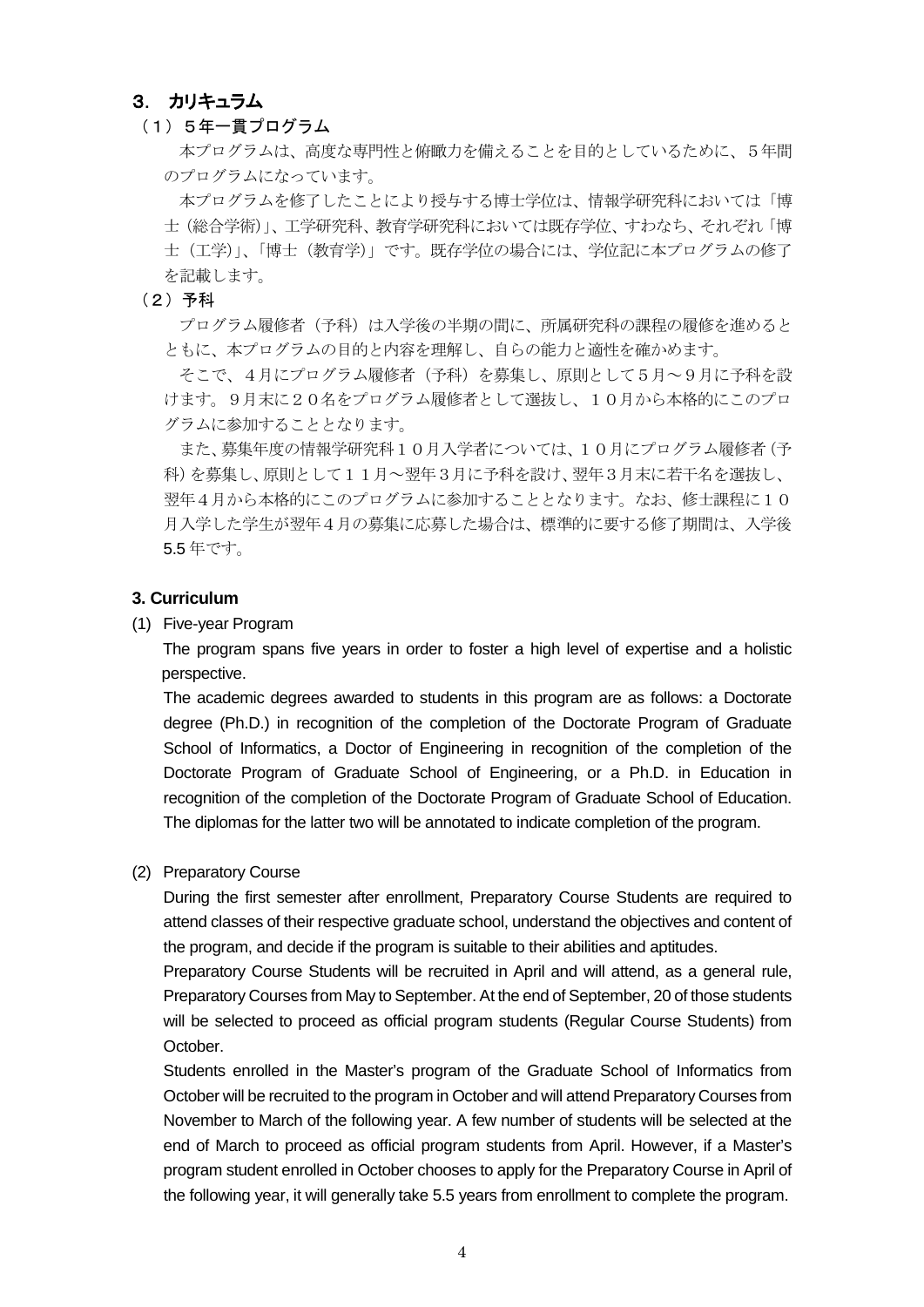## 3. カリキュラム

### （1）５年一貫プログラム

本プログラムは、高度な専門性と俯瞰力を備えることを目的としているために、５年間のプログラムになっています。

本プログラムを修了したことにより授与する博士学位は、情報学研究科においては「博士（総合学術）」、工学研究科、教育学研究科においては既存学位、すなわち、それぞれ「博士（工学）」、「博士（教育学）」です。既存学位の場合には、学位記に本プログラムの修了を記載します。

### （2）予科

プログラム履修者（予科）は入学後の半期の間に、所属研究科の課程の履修を進めるとともに、本プログラムの目的と内容を理解し、自らの能力と適性を確かめます。

そこで、４月にプログラム履修者（予科）を募集し、原則として５月～９月に予科を設けます。９月末に２０名をプログラム履修者として選抜し、１０月から本格的にこのプログラムに参加することとなります。

また、募集年度の情報学研究科１０月入学者については、１０月にプログラム履修者（予科）を募集し、原則として１１月～翌年３月に予科を設け、翌年３月末に若干名を選抜し、翌年４月から本格的にこのプログラムに参加することとなります。なお、修士課程に１０月入学した学生が翌年４月の募集に応募した場合は、標準的に要する修了期間は、入学後5.5 年です。

## 3. Curriculum

### (1) Five-year Program

The program spans five years in order to foster a high level of expertise and a holistic perspective.

The academic degrees awarded to students in this program are as follows: a Doctorate degree (Ph.D.) in recognition of the completion of the Doctorate Program of Graduate School of Informatics, a Doctor of Engineering in recognition of the completion of the Doctorate Program of Graduate School of Engineering, or a Ph.D. in Education in recognition of the completion of the Doctorate Program of Graduate School of Education. The diplomas for the latter two will be annotated to indicate completion of the program.

### (2) Preparatory Course

During the first semester after enrollment, Preparatory Course Students are required to attend classes of their respective graduate school, understand the objectives and content of the program, and decide if the program is suitable to their abilities and aptitudes.

Preparatory Course Students will be recruited in April and will attend, as a general rule, Preparatory Courses from May to September. At the end of September, 20 of those students will be selected to proceed as official program students (Regular Course Students) from October.

Students enrolled in the Master's program of the Graduate School of Informatics from October will be recruited to the program in October and will attend Preparatory Courses from November to March of the following year. A few number of students will be selected at the end of March to proceed as official program students from April. However, if a Master's program student enrolled in October chooses to apply for the Preparatory Course in April of the following year, it will generally take 5.5 years from enrollment to complete the program.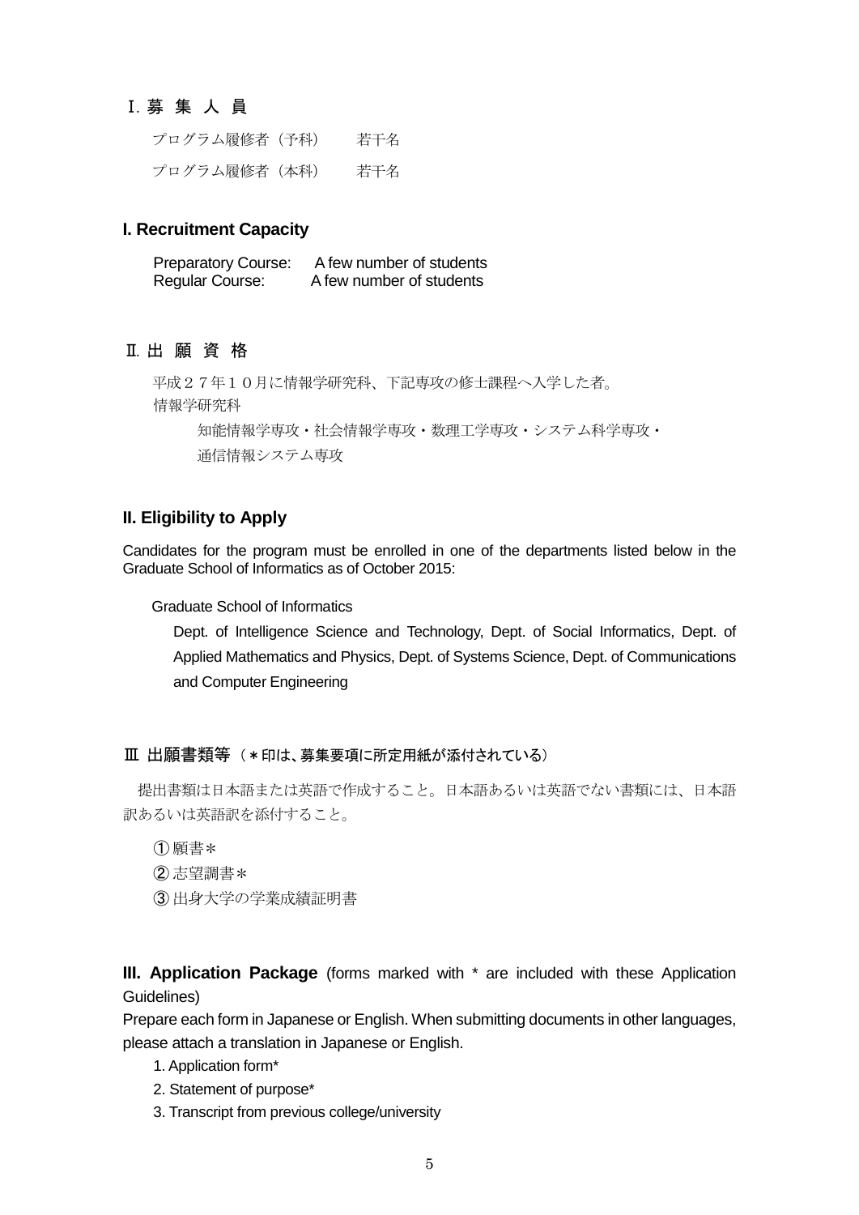## Ⅰ. 募 集 人 員

プログラム履修者（予科）　　若干名

プログラム履修者（本科）　　若干名

## I. Recruitment Capacity

Preparatory Course:　A few number of students
Regular Course:　A few number of students

## Ⅱ. 出 願 資 格

平成２７年１０月に情報学研究科、下記専攻の修士課程へ入学した者。

情報学研究科

知能情報学専攻・社会情報学専攻・数理工学専攻・システム科学専攻・通信情報システム専攻

## II. Eligibility to Apply

Candidates for the program must be enrolled in one of the departments listed below in the Graduate School of Informatics as of October 2015:

Graduate School of Informatics

Dept. of Intelligence Science and Technology, Dept. of Social Informatics, Dept. of Applied Mathematics and Physics, Dept. of Systems Science, Dept. of Communications and Computer Engineering

## Ⅲ 出願書類等（＊印は、募集要項に所定用紙が添付されている）

提出書類は日本語または英語で作成すること。日本語あるいは英語でない書類には、日本語訳あるいは英語訳を添付すること。

① 願書＊

② 志望調書＊

③ 出身大学の学業成績証明書

**III. Application Package** (forms marked with * are included with these Application Guidelines)

Prepare each form in Japanese or English. When submitting documents in other languages, please attach a translation in Japanese or English.

1. Application form*
2. Statement of purpose*
3. Transcript from previous college/university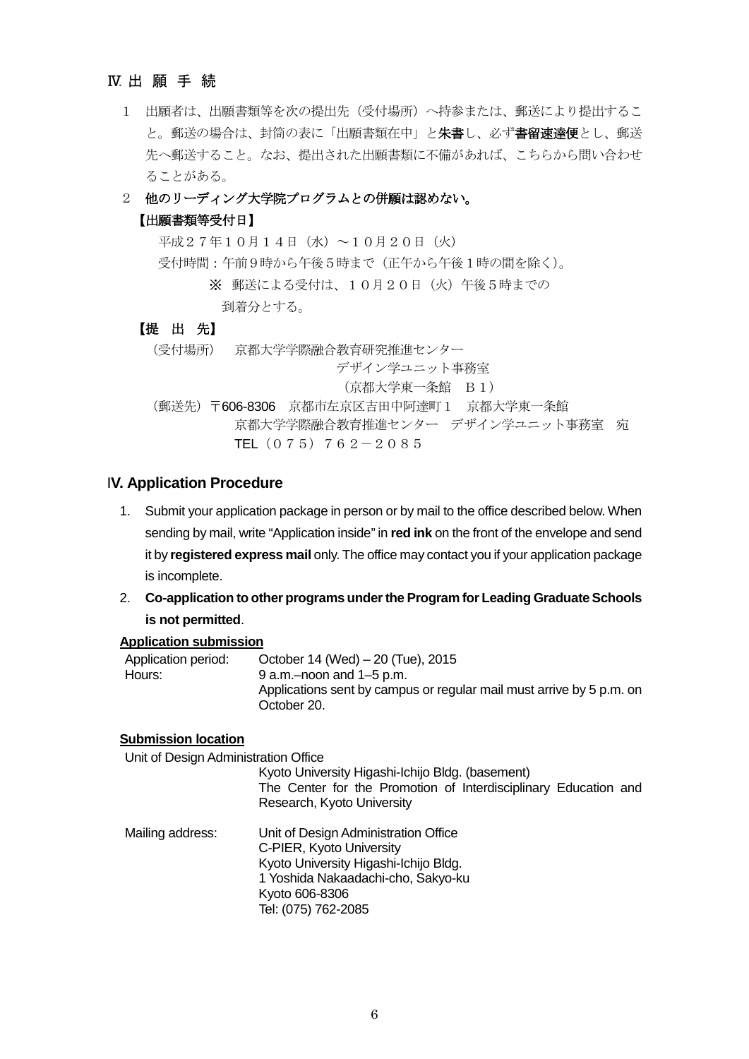## Ⅳ. 出 願 手 続

1　出願者は、出願書類等を次の提出先（受付場所）へ持参または、郵送により提出すること。郵送の場合は、封筒の表に「出願書類在中」と**朱書**し、必ず**書留速達便**とし、郵送先へ郵送すること。なお、提出された出願書類に不備があれば、こちらから問い合わせることがある。

2　**他のリーディング大学院プログラムとの併願は認めない。**

**【出願書類等受付日】**

平成２７年１０月１４日（水）～１０月２０日（火）

受付時間：午前９時から午後５時まで（正午から午後１時の間を除く)。

※　郵送による受付は、１０月２０日（火）午後５時までの到着分とする。

**【提　出　先】**

（受付場所）　京都大学学際融合教育研究推進センター
デザイン学ユニット事務室
（京都大学東一条館　Ｂ１）

（郵送先）〒606-8306　京都市左京区吉田中阿達町１　京都大学東一条館
京都大学学際融合教育推進センター　デザイン学ユニット事務室　宛
TEL（０７５）７６２－２０８５

## IV. Application Procedure

1. Submit your application package in person or by mail to the office described below. When sending by mail, write “Application inside” in **red ink** on the front of the envelope and send it by **registered express mail** only. The office may contact you if your application package is incomplete.
2. **Co-application to other programs under the Program for Leading Graduate Schools is not permitted**.

**Application submission**

Application period: October 14 (Wed) – 20 (Tue), 2015
Hours: 9 a.m.–noon and 1–5 p.m.
Applications sent by campus or regular mail must arrive by 5 p.m. on October 20.

**Submission location**

Unit of Design Administration Office
Kyoto University Higashi-Ichijo Bldg. (basement)
The Center for the Promotion of Interdisciplinary Education and Research, Kyoto University

Mailing address:
Unit of Design Administration Office
C-PIER, Kyoto University
Kyoto University Higashi-Ichijo Bldg.
1 Yoshida Nakaadachi-cho, Sakyo-ku
Kyoto 606-8306
Tel: (075) 762-2085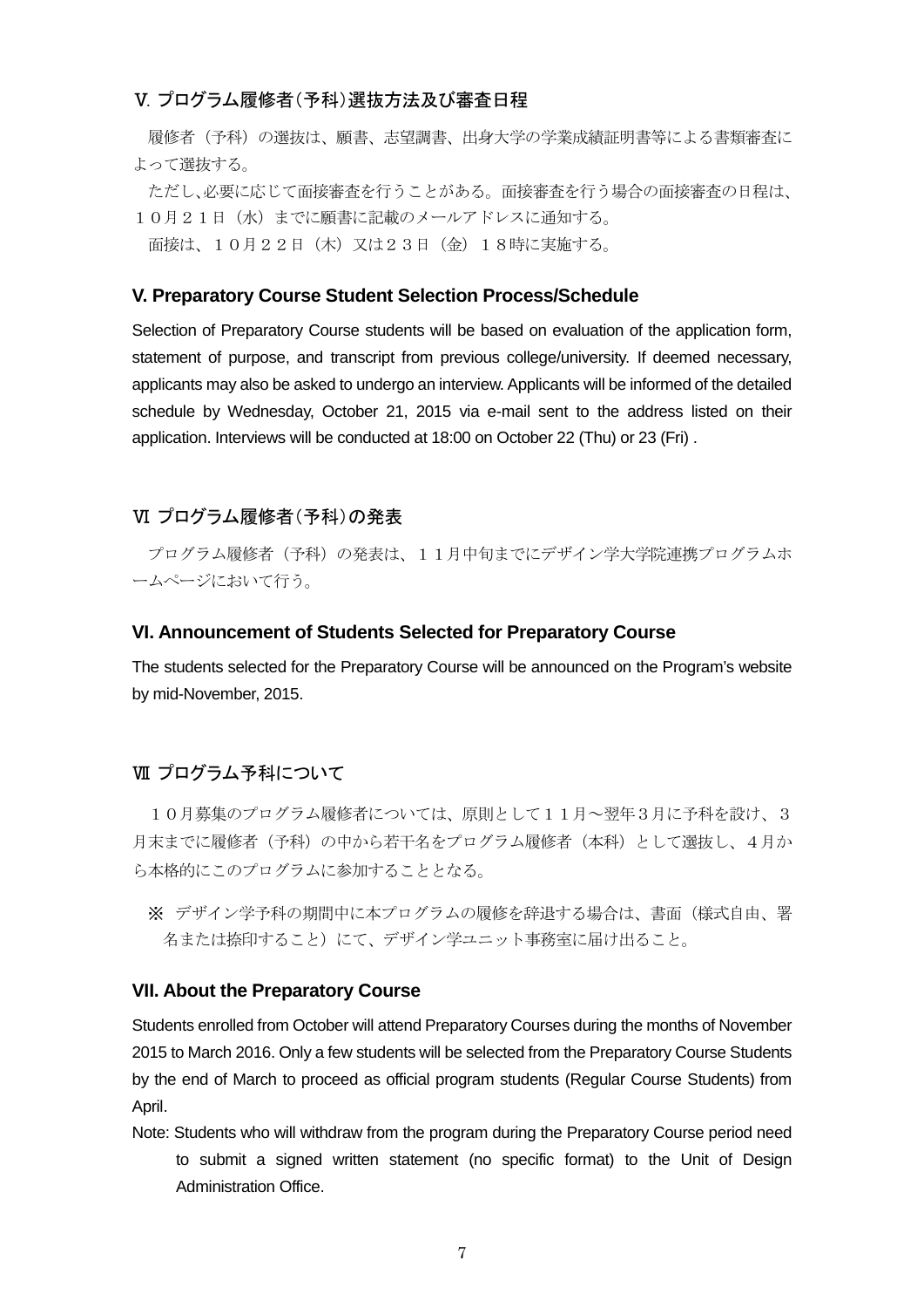## Ⅴ. プログラム履修者（予科）選抜方法及び審査日程

履修者（予科）の選抜は、願書、志望調書、出身大学の学業成績証明書等による書類審査によって選抜する。

ただし、必要に応じて面接審査を行うことがある。面接審査を行う場合の面接審査の日程は、１０月２１日（水）までに願書に記載のメールアドレスに通知する。

面接は、１０月２２日（木）又は２３日（金）１８時に実施する。

## V. Preparatory Course Student Selection Process/Schedule

Selection of Preparatory Course students will be based on evaluation of the application form, statement of purpose, and transcript from previous college/university. If deemed necessary, applicants may also be asked to undergo an interview. Applicants will be informed of the detailed schedule by Wednesday, October 21, 2015 via e-mail sent to the address listed on their application. Interviews will be conducted at 18:00 on October 22 (Thu) or 23 (Fri) .

## Ⅵ プログラム履修者（予科）の発表

プログラム履修者（予科）の発表は、１１月中旬までにデザイン学大学院連携プログラムホームページにおいて行う。

## VI. Announcement of Students Selected for Preparatory Course

The students selected for the Preparatory Course will be announced on the Program's website by mid-November, 2015.

## Ⅶ プログラム予科について

１０月募集のプログラム履修者については、原則として１１月～翌年３月に予科を設け、３月末までに履修者（予科）の中から若干名をプログラム履修者（本科）として選抜し、４月から本格的にこのプログラムに参加することとなる。

※ デザイン学予科の期間中に本プログラムの履修を辞退する場合は、書面（様式自由、署名または捺印すること）にて、デザイン学ユニット事務室に届け出ること。

## VII. About the Preparatory Course

Students enrolled from October will attend Preparatory Courses during the months of November 2015 to March 2016. Only a few students will be selected from the Preparatory Course Students by the end of March to proceed as official program students (Regular Course Students) from April.

Note: Students who will withdraw from the program during the Preparatory Course period need to submit a signed written statement (no specific format) to the Unit of Design Administration Office.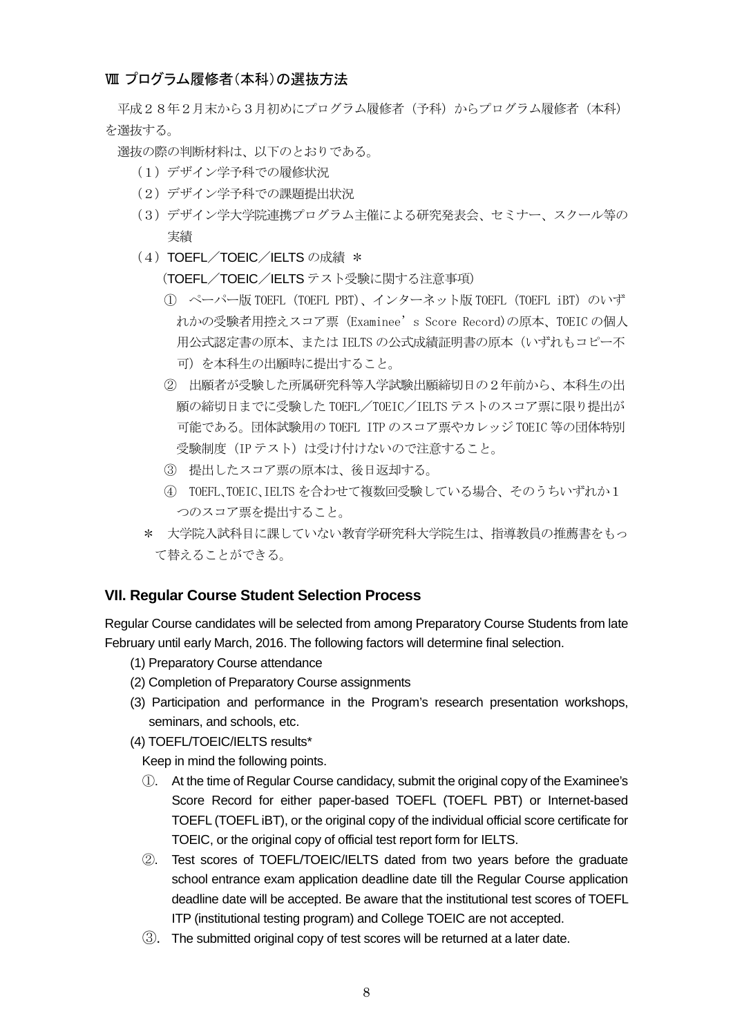## Ⅷ プログラム履修者（本科）の選抜方法

平成２８年２月末から３月初めにプログラム履修者（予科）からプログラム履修者（本科）を選抜する。

選抜の際の判断材料は、以下のとおりである。

（１）デザイン学予科での履修状況

（２）デザイン学予科での課題提出状況

（３）デザイン学大学院連携プログラム主催による研究発表会、セミナー、スクール等の実績

（４）TOEFL／TOEIC／IELTS の成績 ＊

（TOEFL／TOEIC／IELTS テスト受験に関する注意事項）

① ペーパー版 TOEFL（TOEFL PBT）、インターネット版 TOEFL（TOEFL iBT）のいずれかの受験者用控えスコア票（Examinee's Score Record)の原本、TOEIC の個人用公式認定書の原本、または IELTS の公式成績証明書の原本（いずれもコピー不可）を本科生の出願時に提出すること。

② 出願者が受験した所属研究科等入学試験出願締切日の２年前から、本科生の出願の締切日までに受験した TOEFL／TOEIC／IELTS テストのスコア票に限り提出が可能である。団体試験用の TOEFL ITP のスコア票やカレッジ TOEIC 等の団体特別受験制度（IP テスト）は受け付けないので注意すること。

③ 提出したスコア票の原本は、後日返却する。

④ TOEFL、TOEIC、IELTS を合わせて複数回受験している場合、そのうちいずれか１つのスコア票を提出すること。

＊ 大学院入試科目に課していない教育学研究科大学院生は、指導教員の推薦書をもって替えることができる。

## VII. Regular Course Student Selection Process

Regular Course candidates will be selected from among Preparatory Course Students from late February until early March, 2016. The following factors will determine final selection.

(1) Preparatory Course attendance

(2) Completion of Preparatory Course assignments

(3) Participation and performance in the Program's research presentation workshops, seminars, and schools, etc.

(4) TOEFL/TOEIC/IELTS results*

Keep in mind the following points.

①. At the time of Regular Course candidacy, submit the original copy of the Examinee's Score Record for either paper-based TOEFL (TOEFL PBT) or Internet-based TOEFL (TOEFL iBT), or the original copy of the individual official score certificate for TOEIC, or the original copy of official test report form for IELTS.

②. Test scores of TOEFL/TOEIC/IELTS dated from two years before the graduate school entrance exam application deadline date till the Regular Course application deadline date will be accepted. Be aware that the institutional test scores of TOEFL ITP (institutional testing program) and College TOEIC are not accepted.

③. The submitted original copy of test scores will be returned at a later date.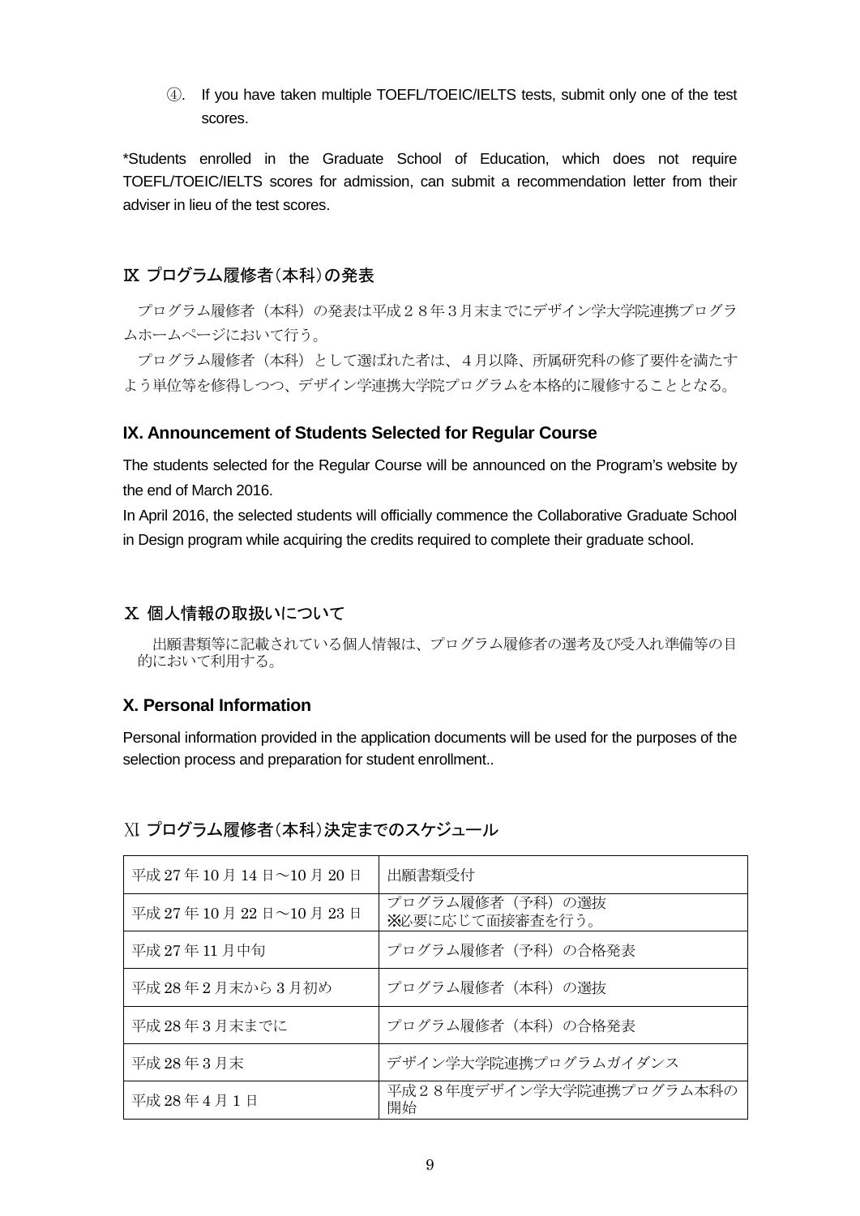④. If you have taken multiple TOEFL/TOEIC/IELTS tests, submit only one of the test scores.

*Students enrolled in the Graduate School of Education, which does not require TOEFL/TOEIC/IELTS scores for admission, can submit a recommendation letter from their adviser in lieu of the test scores.

## Ⅸ プログラム履修者（本科）の発表

プログラム履修者（本科）の発表は平成２８年３月末までにデザイン学大学院連携プログラムホームページにおいて行う。

プログラム履修者（本科）として選ばれた者は、４月以降、所属研究科の修了要件を満たすよう単位等を修得しつつ、デザイン学連携大学院プログラムを本格的に履修することとなる。

## IX. Announcement of Students Selected for Regular Course

The students selected for the Regular Course will be announced on the Program's website by the end of March 2016.

In April 2016, the selected students will officially commence the Collaborative Graduate School in Design program while acquiring the credits required to complete their graduate school.

## Ⅹ 個人情報の取扱いについて

出願書類等に記載されている個人情報は、プログラム履修者の選考及び受入れ準備等の目的において利用する。

## X. Personal Information

Personal information provided in the application documents will be used for the purposes of the selection process and preparation for student enrollment..

## Ⅺ プログラム履修者（本科）決定までのスケジュール

| 日程 | 内容 |
|---|---|
| 平成 27 年 10 月 14 日～10 月 20 日 | 出願書類受付 |
| 平成 27 年 10 月 22 日～10 月 23 日 | プログラム履修者（予科）の選抜<br>※必要に応じて面接審査を行う。 |
| 平成 27 年 11 月中旬 | プログラム履修者（予科）の合格発表 |
| 平成 28 年 2 月末から 3 月初め | プログラム履修者（本科）の選抜 |
| 平成 28 年 3 月末までに | プログラム履修者（本科）の合格発表 |
| 平成 28 年 3 月末 | デザイン学大学院連携プログラムガイダンス |
| 平成 28 年 4 月 1 日 | 平成２８年度デザイン学大学院連携プログラム本科の開始 |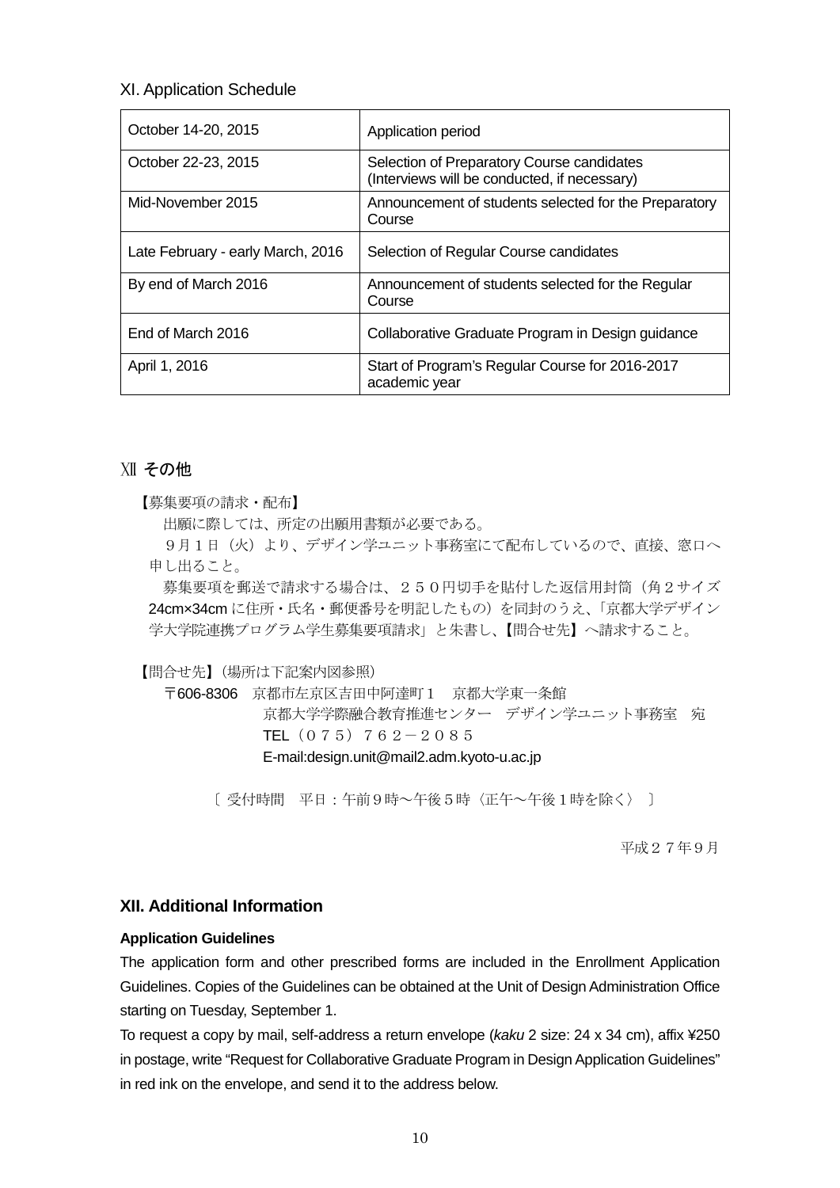## XI. Application Schedule

| | |
|---|---|
| October 14-20, 2015 | Application period |
| October 22-23, 2015 | Selection of Preparatory Course candidates (Interviews will be conducted, if necessary) |
| Mid-November 2015 | Announcement of students selected for the Preparatory Course |
| Late February - early March, 2016 | Selection of Regular Course candidates |
| By end of March 2016 | Announcement of students selected for the Regular Course |
| End of March 2016 | Collaborative Graduate Program in Design guidance |
| April 1, 2016 | Start of Program's Regular Course for 2016-2017 academic year |

## Ⅻ その他

【募集要項の請求・配布】

出願に際しては、所定の出願用書類が必要である。

９月１日（火）より、デザイン学ユニット事務室にて配布しているので、直接、窓口へ申し出ること。

募集要項を郵送で請求する場合は、２５０円切手を貼付した返信用封筒（角２サイズ 24cm×34cm に住所・氏名・郵便番号を明記したもの）を同封のうえ、「京都大学デザイン学大学院連携プログラム学生募集要項請求」と朱書し、【問合せ先】へ請求すること。

【問合せ先】（場所は下記案内図参照）

〒606-8306　京都市左京区吉田中阿達町１　京都大学東一条館

京都大学学際融合教育推進センター　デザイン学ユニット事務室　宛

TEL（０７５）７６２－２０８５

E-mail:design.unit@mail2.adm.kyoto-u.ac.jp

〔 受付時間　平日：午前９時～午後５時〈正午～午後１時を除く〉 〕

平成２７年９月

## XII. Additional Information

**Application Guidelines**

The application form and other prescribed forms are included in the Enrollment Application Guidelines. Copies of the Guidelines can be obtained at the Unit of Design Administration Office starting on Tuesday, September 1.

To request a copy by mail, self-address a return envelope (*kaku* 2 size: 24 x 34 cm), affix ¥250 in postage, write "Request for Collaborative Graduate Program in Design Application Guidelines" in red ink on the envelope, and send it to the address below.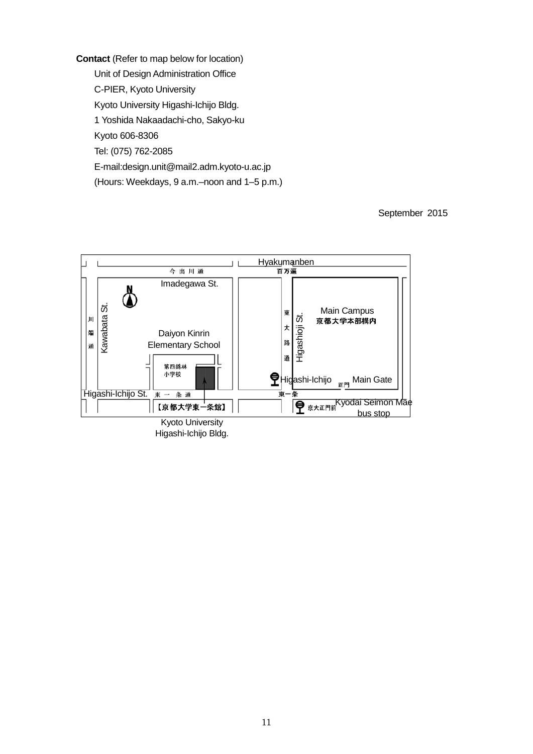**Contact** (Refer to map below for location)

Unit of Design Administration Office
C-PIER, Kyoto University
Kyoto University Higashi-Ichijo Bldg.
1 Yoshida Nakaadachi-cho, Sakyo-ku
Kyoto 606-8306
Tel: (075) 762-2085
E-mail:design.unit@mail2.adm.kyoto-u.ac.jp
(Hours: Weekdays, 9 a.m.–noon and 1–5 p.m.)

September 2015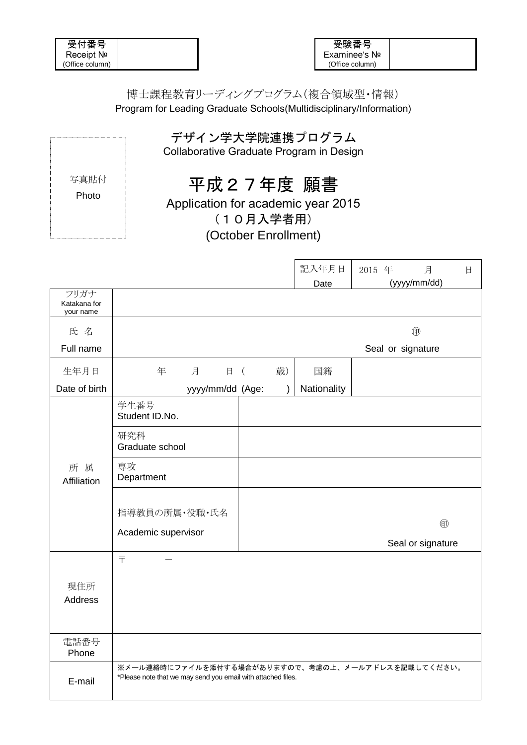| 受付番号<br>Receipt №<br>(Office column) | |
|---|---|

| 受験番号<br>Examinee's №<br>(Office column) | |
|---|---|

博士課程教育リーディングプログラム(複合領域型・情報)
Program for Leading Graduate Schools(Multidisciplinary/Information)

## デザイン学大学院連携プログラム
## Collaborative Graduate Program in Design

写真貼付
Photo

# 平成２７年度 願書
# Application for academic year 2015
## （１０月入学者用）
## (October Enrollment)

| | | | 記入年月日<br>Date | 2015 年　　月　　日<br>(yyyy/mm/dd) |
|---|---|---|---|---|
| フリガナ<br>Katakana for your name | | | | |
| 氏 名<br>Full name | ㊞<br>Seal or signature | | | |
| 生年月日<br>Date of birth | 年　月　日（　歳）<br>yyyy/mm/dd (Age: ) | | 国籍<br>Nationality | |
| 所 属<br>Affiliation | 学生番号<br>Student ID.No. | | | |
| | 研究科<br>Graduate school | | | |
| | 専攻<br>Department | | | |
| | 指導教員の所属・役職・氏名<br>Academic supervisor | ㊞<br>Seal or signature | | |
| 現住所<br>Address | 〒　　－ | | | |
| 電話番号<br>Phone | | | | |
| E-mail | ※メール連絡時にファイルを添付する場合がありますので、考慮の上、メールアドレスを記載してください。<br>*Please note that we may send you email with attached files. | | | |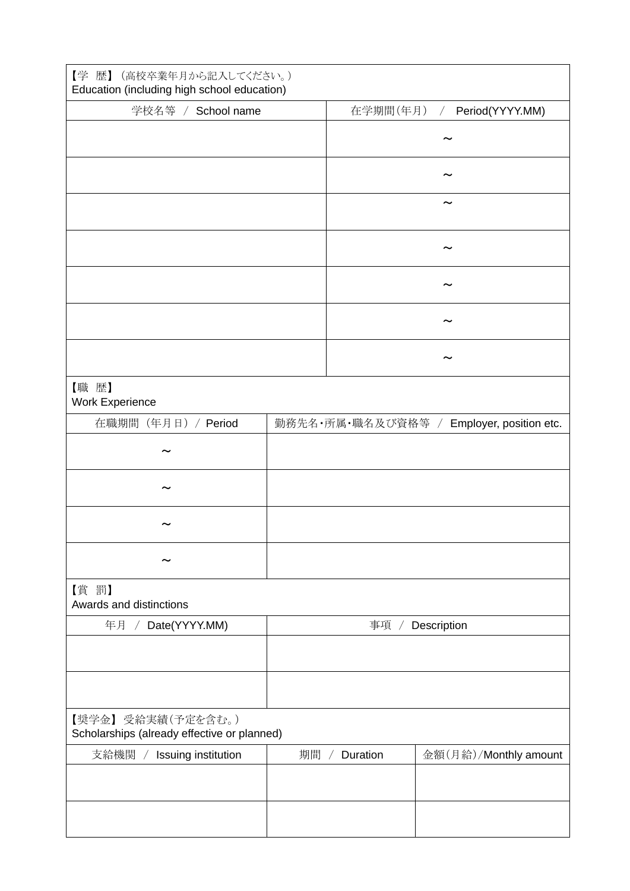【学 歴】（高校卒業年月から記入してください。）
Education (including high school education)

| 学校名等 / School name | 在学期間(年月) / Period(YYYY.MM) |
|---|---|
| | ～ |
| | ～ |
| | ～ |
| | ～ |
| | ～ |
| | ～ |
| | ～ |

【職 歴】
Work Experience

| 在職期間（年月日）/ Period | 勤務先名･所属･職名及び資格等 / Employer, position etc. |
|---|---|
| ～ | |
| ～ | |
| ～ | |
| ～ | |

【賞 罰】
Awards and distinctions

| 年月 / Date(YYYY.MM) | 事項 / Description |
|---|---|
| | |
| | |

【奨学金】 受給実績(予定を含む。)
Scholarships (already effective or planned)

| 支給機関 / Issuing institution | 期間 / Duration | 金額(月給)/Monthly amount |
|---|---|---|
| | | |
| | | |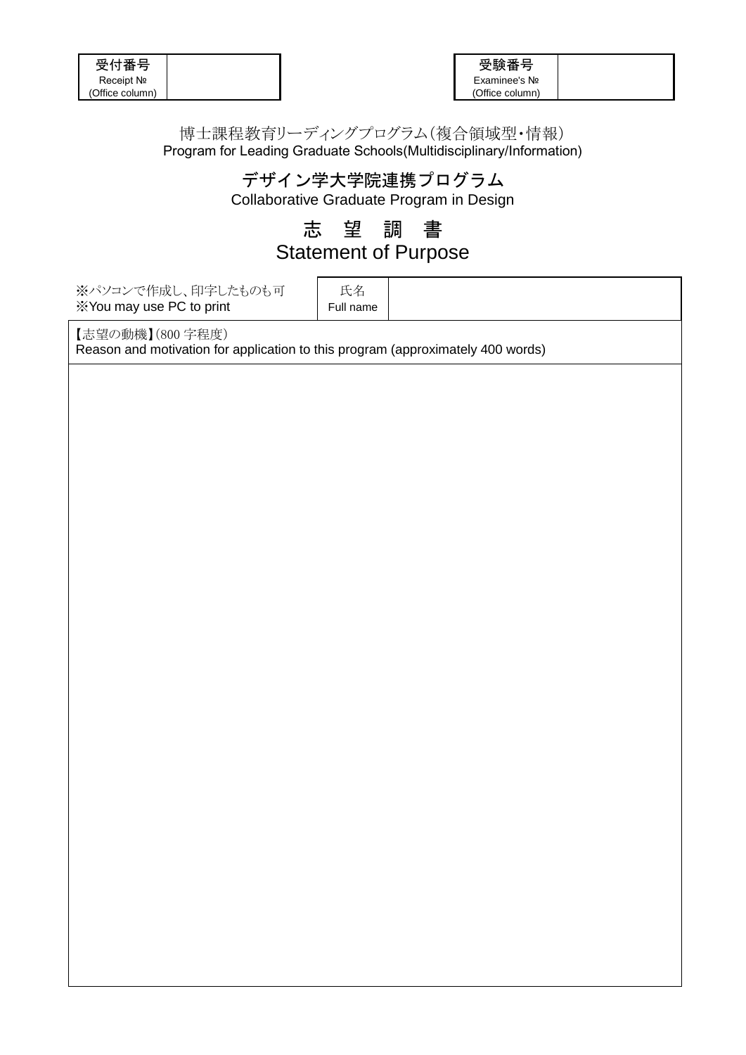| 受付番号 Receipt № (Office column) | |
|---|---|

| 受験番号 Examinee's № (Office column) | |
|---|---|

博士課程教育リーディングプログラム（複合領域型・情報）
Program for Leading Graduate Schools(Multidisciplinary/Information)

# デザイン学大学院連携プログラム
Collaborative Graduate Program in Design

# 志 望 調 書
# Statement of Purpose

| ※パソコンで作成し、印字したものも可<br>※You may use PC to print | 氏名<br>Full name | |
|---|---|---|

| 【志望の動機】(800 字程度)<br>Reason and motivation for application to this program (approximately 400 words) |
|---|
| |